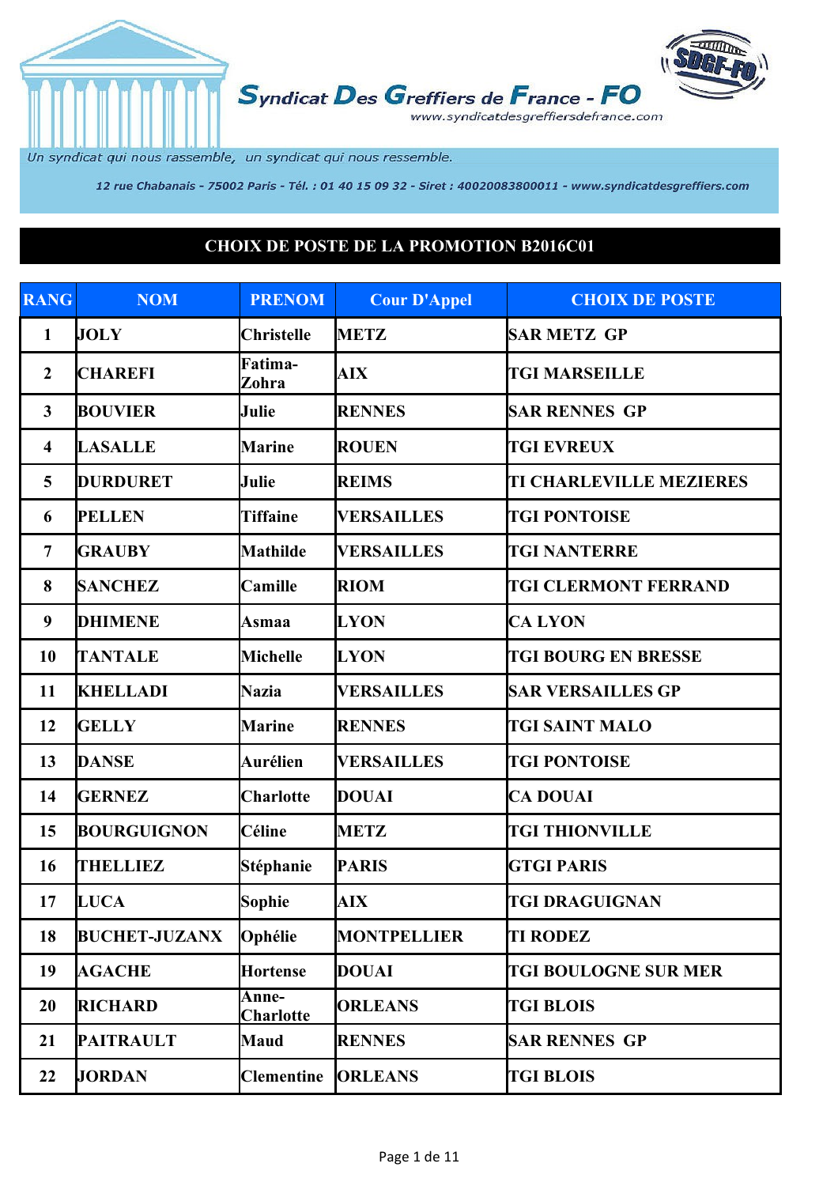# Syndicat Des Greffiers de France - FO

www.syndicatdesgreffiersdefrance.com

*Un syndicat qui nous rassemble, un syndicat qui nous ressemble.*

*12 rue Chabanais - 75002 Paris - Tél. : 01 40 15 09 32 - Siret : 40020083800011 - www.syndicatdesgreffiers.com*

## CHOIX DE POSTE DE LA PROMOTION B2016C01

| RANG | NOM | PRENOM | Cour D'Appel | CHOIX DE POSTE |
|---|---|---|---|---|
| 1 | JOLY | Christelle | METZ | SAR METZ GP |
| 2 | CHAREFI | Fatima-Zohra | AIX | TGI MARSEILLE |
| 3 | BOUVIER | Julie | RENNES | SAR RENNES GP |
| 4 | LASALLE | Marine | ROUEN | TGI EVREUX |
| 5 | DURDURET | Julie | REIMS | TI CHARLEVILLE MEZIERES |
| 6 | PELLEN | Tiffaine | VERSAILLES | TGI PONTOISE |
| 7 | GRAUBY | Mathilde | VERSAILLES | TGI NANTERRE |
| 8 | SANCHEZ | Camille | RIOM | TGI CLERMONT FERRAND |
| 9 | DHIMENE | Asmaa | LYON | CA LYON |
| 10 | TANTALE | Michelle | LYON | TGI BOURG EN BRESSE |
| 11 | KHELLADI | Nazia | VERSAILLES | SAR VERSAILLES GP |
| 12 | GELLY | Marine | RENNES | TGI SAINT MALO |
| 13 | DANSE | Aurélien | VERSAILLES | TGI PONTOISE |
| 14 | GERNEZ | Charlotte | DOUAI | CA DOUAI |
| 15 | BOURGUIGNON | Céline | METZ | TGI THIONVILLE |
| 16 | THELLIEZ | Stéphanie | PARIS | GTGI PARIS |
| 17 | LUCA | Sophie | AIX | TGI DRAGUIGNAN |
| 18 | BUCHET-JUZANX | Ophélie | MONTPELLIER | TI RODEZ |
| 19 | AGACHE | Hortense | DOUAI | TGI BOULOGNE SUR MER |
| 20 | RICHARD | Anne-Charlotte | ORLEANS | TGI BLOIS |
| 21 | PAITRAULT | Maud | RENNES | SAR RENNES GP |
| 22 | JORDAN | Clementine | ORLEANS | TGI BLOIS |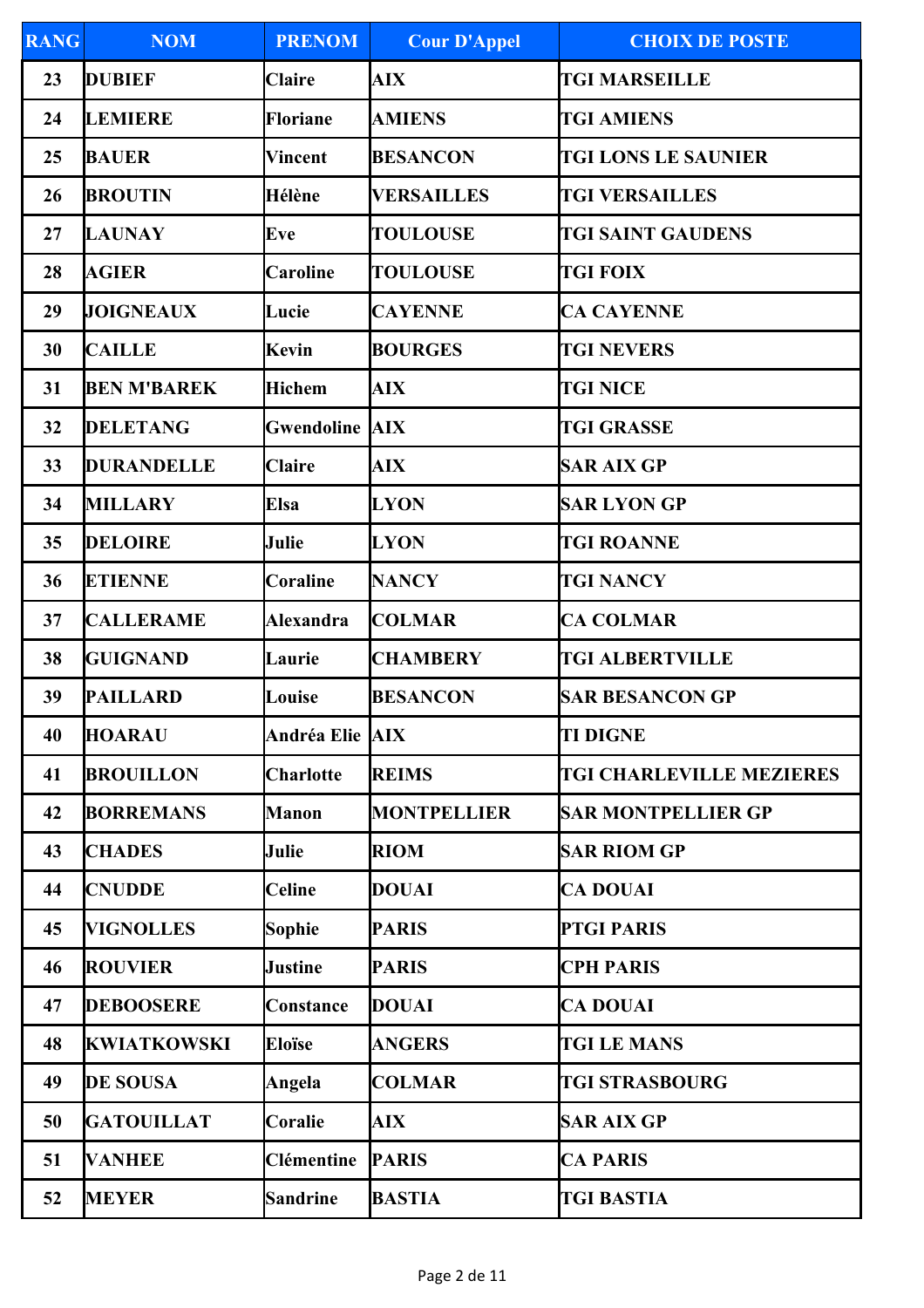| RANG | NOM | PRENOM | Cour D'Appel | CHOIX DE POSTE |
|---|---|---|---|---|
| 23 | DUBIEF | Claire | AIX | TGI MARSEILLE |
| 24 | LEMIERE | Floriane | AMIENS | TGI AMIENS |
| 25 | BAUER | Vincent | BESANCON | TGI LONS LE SAUNIER |
| 26 | BROUTIN | Hélène | VERSAILLES | TGI VERSAILLES |
| 27 | LAUNAY | Eve | TOULOUSE | TGI SAINT GAUDENS |
| 28 | AGIER | Caroline | TOULOUSE | TGI FOIX |
| 29 | JOIGNEAUX | Lucie | CAYENNE | CA CAYENNE |
| 30 | CAILLE | Kevin | BOURGES | TGI NEVERS |
| 31 | BEN M'BAREK | Hichem | AIX | TGI NICE |
| 32 | DELETANG | Gwendoline | AIX | TGI GRASSE |
| 33 | DURANDELLE | Claire | AIX | SAR AIX GP |
| 34 | MILLARY | Elsa | LYON | SAR LYON GP |
| 35 | DELOIRE | Julie | LYON | TGI ROANNE |
| 36 | ETIENNE | Coraline | NANCY | TGI NANCY |
| 37 | CALLERAME | Alexandra | COLMAR | CA COLMAR |
| 38 | GUIGNAND | Laurie | CHAMBERY | TGI ALBERTVILLE |
| 39 | PAILLARD | Louise | BESANCON | SAR BESANCON GP |
| 40 | HOARAU | Andréa Elie | AIX | TI DIGNE |
| 41 | BROUILLON | Charlotte | REIMS | TGI CHARLEVILLE MEZIERES |
| 42 | BORREMANS | Manon | MONTPELLIER | SAR MONTPELLIER GP |
| 43 | CHADES | Julie | RIOM | SAR RIOM GP |
| 44 | CNUDDE | Celine | DOUAI | CA DOUAI |
| 45 | VIGNOLLES | Sophie | PARIS | PTGI PARIS |
| 46 | ROUVIER | Justine | PARIS | CPH PARIS |
| 47 | DEBOOSERE | Constance | DOUAI | CA DOUAI |
| 48 | KWIATKOWSKI | Eloïse | ANGERS | TGI LE MANS |
| 49 | DE SOUSA | Angela | COLMAR | TGI STRASBOURG |
| 50 | GATOUILLAT | Coralie | AIX | SAR AIX GP |
| 51 | VANHEE | Clémentine | PARIS | CA PARIS |
| 52 | MEYER | Sandrine | BASTIA | TGI BASTIA |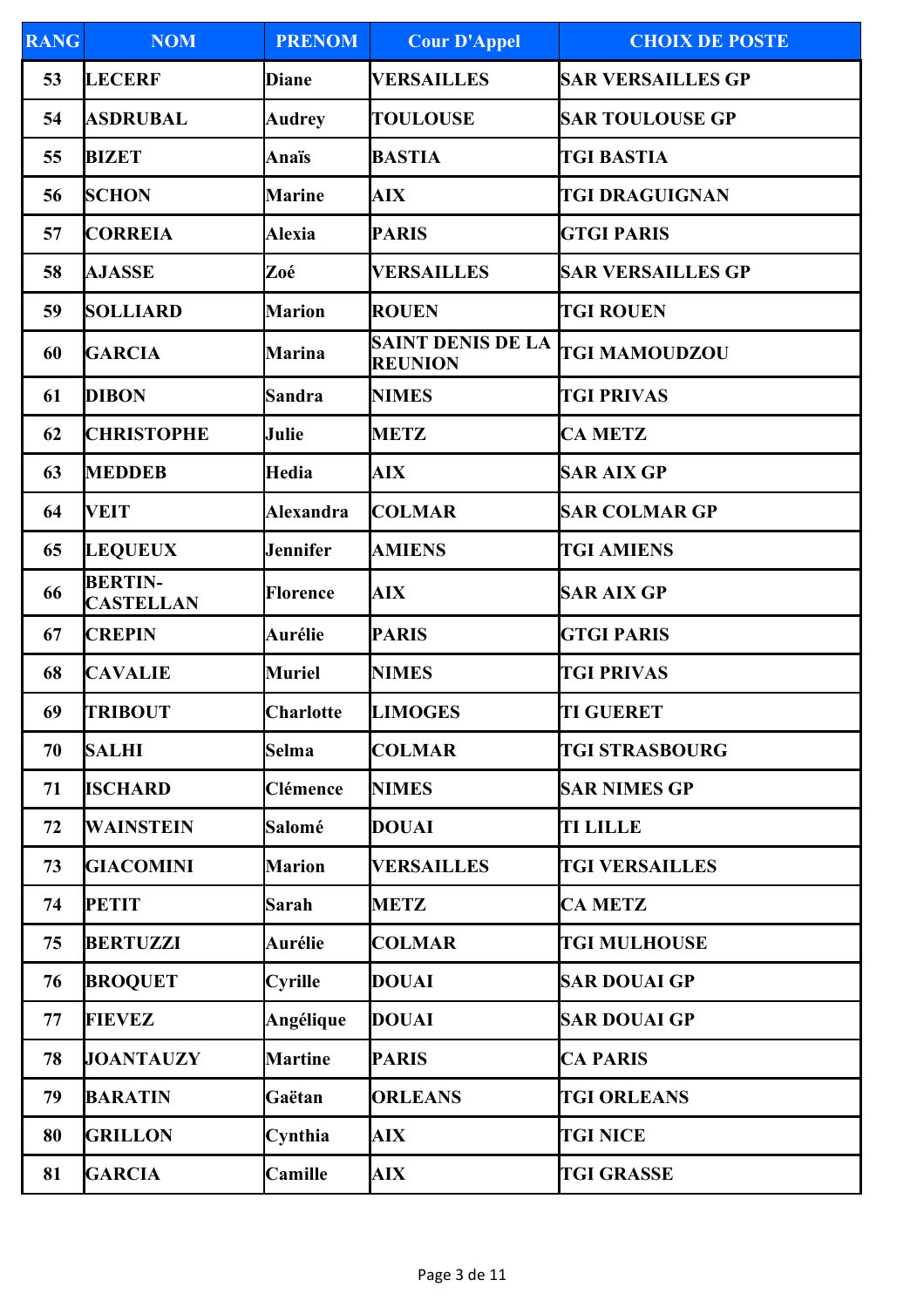| RANG | NOM | PRENOM | Cour D'Appel | CHOIX DE POSTE |
|---|---|---|---|---|
| 53 | LECERF | Diane | VERSAILLES | SAR VERSAILLES GP |
| 54 | ASDRUBAL | Audrey | TOULOUSE | SAR TOULOUSE GP |
| 55 | BIZET | Anaïs | BASTIA | TGI BASTIA |
| 56 | SCHON | Marine | AIX | TGI DRAGUIGNAN |
| 57 | CORREIA | Alexia | PARIS | GTGI PARIS |
| 58 | AJASSE | Zoé | VERSAILLES | SAR VERSAILLES GP |
| 59 | SOLLIARD | Marion | ROUEN | TGI ROUEN |
| 60 | GARCIA | Marina | SAINT DENIS DE LA REUNION | TGI MAMOUDZOU |
| 61 | DIBON | Sandra | NIMES | TGI PRIVAS |
| 62 | CHRISTOPHE | Julie | METZ | CA METZ |
| 63 | MEDDEB | Hedia | AIX | SAR AIX GP |
| 64 | VEIT | Alexandra | COLMAR | SAR COLMAR GP |
| 65 | LEQUEUX | Jennifer | AMIENS | TGI AMIENS |
| 66 | BERTIN-CASTELLAN | Florence | AIX | SAR AIX GP |
| 67 | CREPIN | Aurélie | PARIS | GTGI PARIS |
| 68 | CAVALIE | Muriel | NIMES | TGI PRIVAS |
| 69 | TRIBOUT | Charlotte | LIMOGES | TI GUERET |
| 70 | SALHI | Selma | COLMAR | TGI STRASBOURG |
| 71 | ISCHARD | Clémence | NIMES | SAR NIMES GP |
| 72 | WAINSTEIN | Salomé | DOUAI | TI LILLE |
| 73 | GIACOMINI | Marion | VERSAILLES | TGI VERSAILLES |
| 74 | PETIT | Sarah | METZ | CA METZ |
| 75 | BERTUZZI | Aurélie | COLMAR | TGI MULHOUSE |
| 76 | BROQUET | Cyrille | DOUAI | SAR DOUAI GP |
| 77 | FIEVEZ | Angélique | DOUAI | SAR DOUAI GP |
| 78 | JOANTAUZY | Martine | PARIS | CA PARIS |
| 79 | BARATIN | Gaëtan | ORLEANS | TGI ORLEANS |
| 80 | GRILLON | Cynthia | AIX | TGI NICE |
| 81 | GARCIA | Camille | AIX | TGI GRASSE |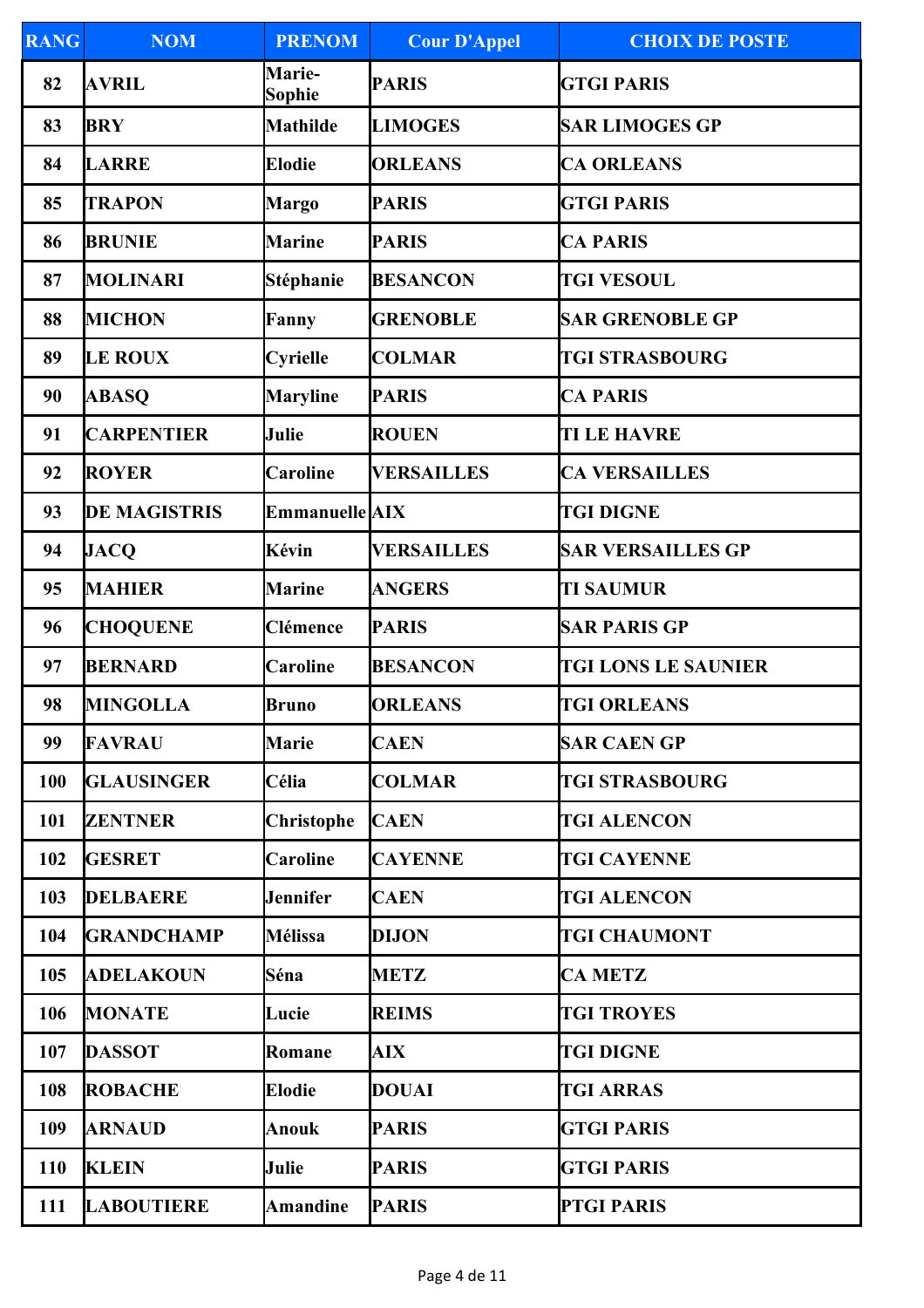| RANG | NOM | PRENOM | Cour D'Appel | CHOIX DE POSTE |
|---|---|---|---|---|
| 82 | AVRIL | Marie-Sophie | PARIS | GTGI PARIS |
| 83 | BRY | Mathilde | LIMOGES | SAR LIMOGES GP |
| 84 | LARRE | Elodie | ORLEANS | CA ORLEANS |
| 85 | TRAPON | Margo | PARIS | GTGI PARIS |
| 86 | BRUNIE | Marine | PARIS | CA PARIS |
| 87 | MOLINARI | Stéphanie | BESANCON | TGI VESOUL |
| 88 | MICHON | Fanny | GRENOBLE | SAR GRENOBLE GP |
| 89 | LE ROUX | Cyrielle | COLMAR | TGI STRASBOURG |
| 90 | ABASQ | Maryline | PARIS | CA PARIS |
| 91 | CARPENTIER | Julie | ROUEN | TI LE HAVRE |
| 92 | ROYER | Caroline | VERSAILLES | CA VERSAILLES |
| 93 | DE MAGISTRIS | Emmanuelle | AIX | TGI DIGNE |
| 94 | JACQ | Kévin | VERSAILLES | SAR VERSAILLES GP |
| 95 | MAHIER | Marine | ANGERS | TI SAUMUR |
| 96 | CHOQUENE | Clémence | PARIS | SAR PARIS GP |
| 97 | BERNARD | Caroline | BESANCON | TGI LONS LE SAUNIER |
| 98 | MINGOLLA | Bruno | ORLEANS | TGI ORLEANS |
| 99 | FAVRAU | Marie | CAEN | SAR CAEN GP |
| 100 | GLAUSINGER | Célia | COLMAR | TGI STRASBOURG |
| 101 | ZENTNER | Christophe | CAEN | TGI ALENCON |
| 102 | GESRET | Caroline | CAYENNE | TGI CAYENNE |
| 103 | DELBAERE | Jennifer | CAEN | TGI ALENCON |
| 104 | GRANDCHAMP | Mélissa | DIJON | TGI CHAUMONT |
| 105 | ADELAKOUN | Séna | METZ | CA METZ |
| 106 | MONATE | Lucie | REIMS | TGI TROYES |
| 107 | DASSOT | Romane | AIX | TGI DIGNE |
| 108 | ROBACHE | Elodie | DOUAI | TGI ARRAS |
| 109 | ARNAUD | Anouk | PARIS | GTGI PARIS |
| 110 | KLEIN | Julie | PARIS | GTGI PARIS |
| 111 | LABOUTIERE | Amandine | PARIS | PTGI PARIS |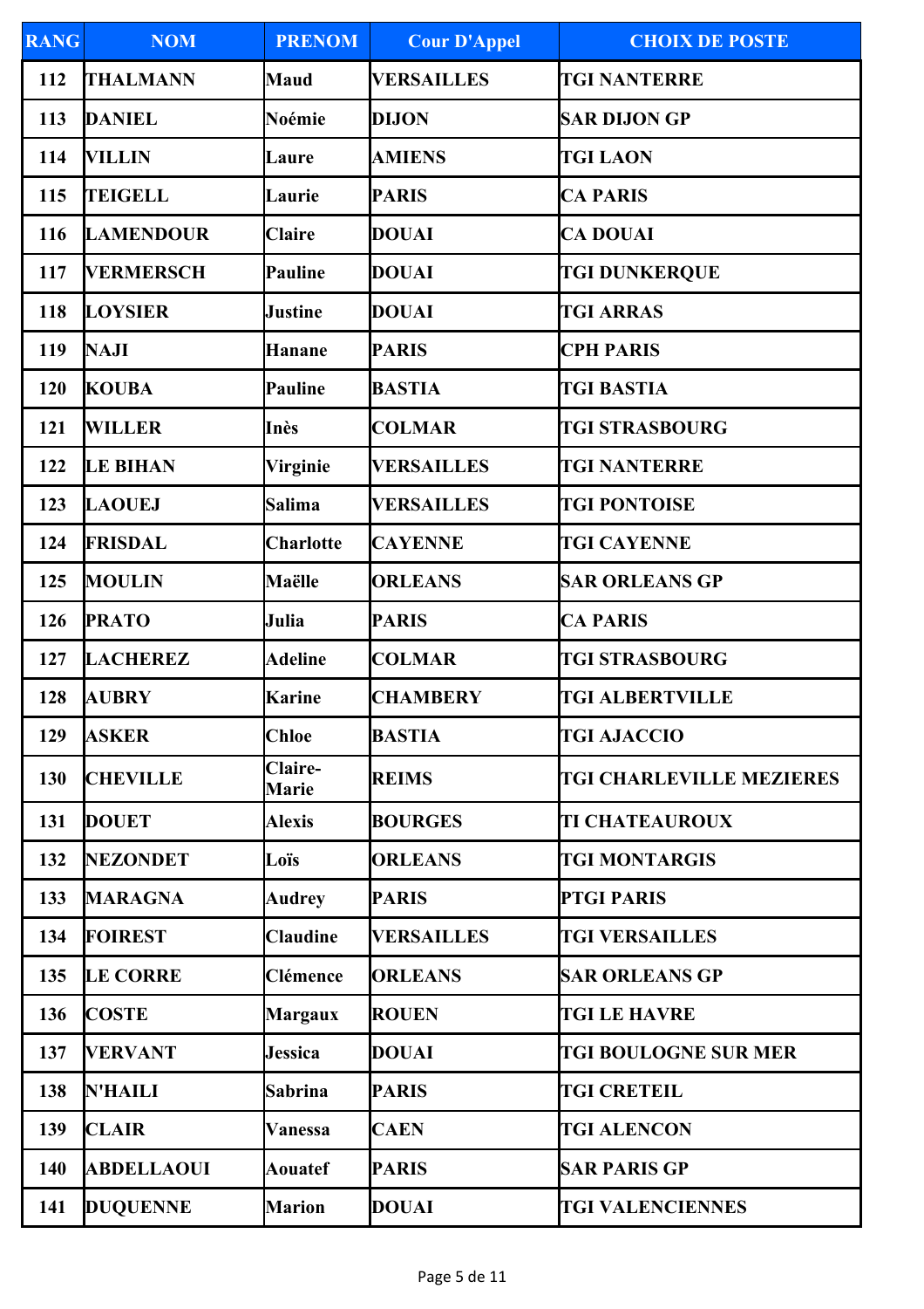| RANG | NOM | PRENOM | Cour D'Appel | CHOIX DE POSTE |
|---|---|---|---|---|
| 112 | THALMANN | Maud | VERSAILLES | TGI NANTERRE |
| 113 | DANIEL | Noémie | DIJON | SAR DIJON GP |
| 114 | VILLIN | Laure | AMIENS | TGI LAON |
| 115 | TEIGELL | Laurie | PARIS | CA PARIS |
| 116 | LAMENDOUR | Claire | DOUAI | CA DOUAI |
| 117 | VERMERSCH | Pauline | DOUAI | TGI DUNKERQUE |
| 118 | LOYSIER | Justine | DOUAI | TGI ARRAS |
| 119 | NAJI | Hanane | PARIS | CPH PARIS |
| 120 | KOUBA | Pauline | BASTIA | TGI BASTIA |
| 121 | WILLER | Inès | COLMAR | TGI STRASBOURG |
| 122 | LE BIHAN | Virginie | VERSAILLES | TGI NANTERRE |
| 123 | LAOUEJ | Salima | VERSAILLES | TGI PONTOISE |
| 124 | FRISDAL | Charlotte | CAYENNE | TGI CAYENNE |
| 125 | MOULIN | Maëlle | ORLEANS | SAR ORLEANS GP |
| 126 | PRATO | Julia | PARIS | CA PARIS |
| 127 | LACHEREZ | Adeline | COLMAR | TGI STRASBOURG |
| 128 | AUBRY | Karine | CHAMBERY | TGI ALBERTVILLE |
| 129 | ASKER | Chloe | BASTIA | TGI AJACCIO |
| 130 | CHEVILLE | Claire-Marie | REIMS | TGI CHARLEVILLE MEZIERES |
| 131 | DOUET | Alexis | BOURGES | TI CHATEAUROUX |
| 132 | NEZONDET | Loïs | ORLEANS | TGI MONTARGIS |
| 133 | MARAGNA | Audrey | PARIS | PTGI PARIS |
| 134 | FOIREST | Claudine | VERSAILLES | TGI VERSAILLES |
| 135 | LE CORRE | Clémence | ORLEANS | SAR ORLEANS GP |
| 136 | COSTE | Margaux | ROUEN | TGI LE HAVRE |
| 137 | VERVANT | Jessica | DOUAI | TGI BOULOGNE SUR MER |
| 138 | N'HAILI | Sabrina | PARIS | TGI CRETEIL |
| 139 | CLAIR | Vanessa | CAEN | TGI ALENCON |
| 140 | ABDELLAOUI | Aouatef | PARIS | SAR PARIS GP |
| 141 | DUQUENNE | Marion | DOUAI | TGI VALENCIENNES |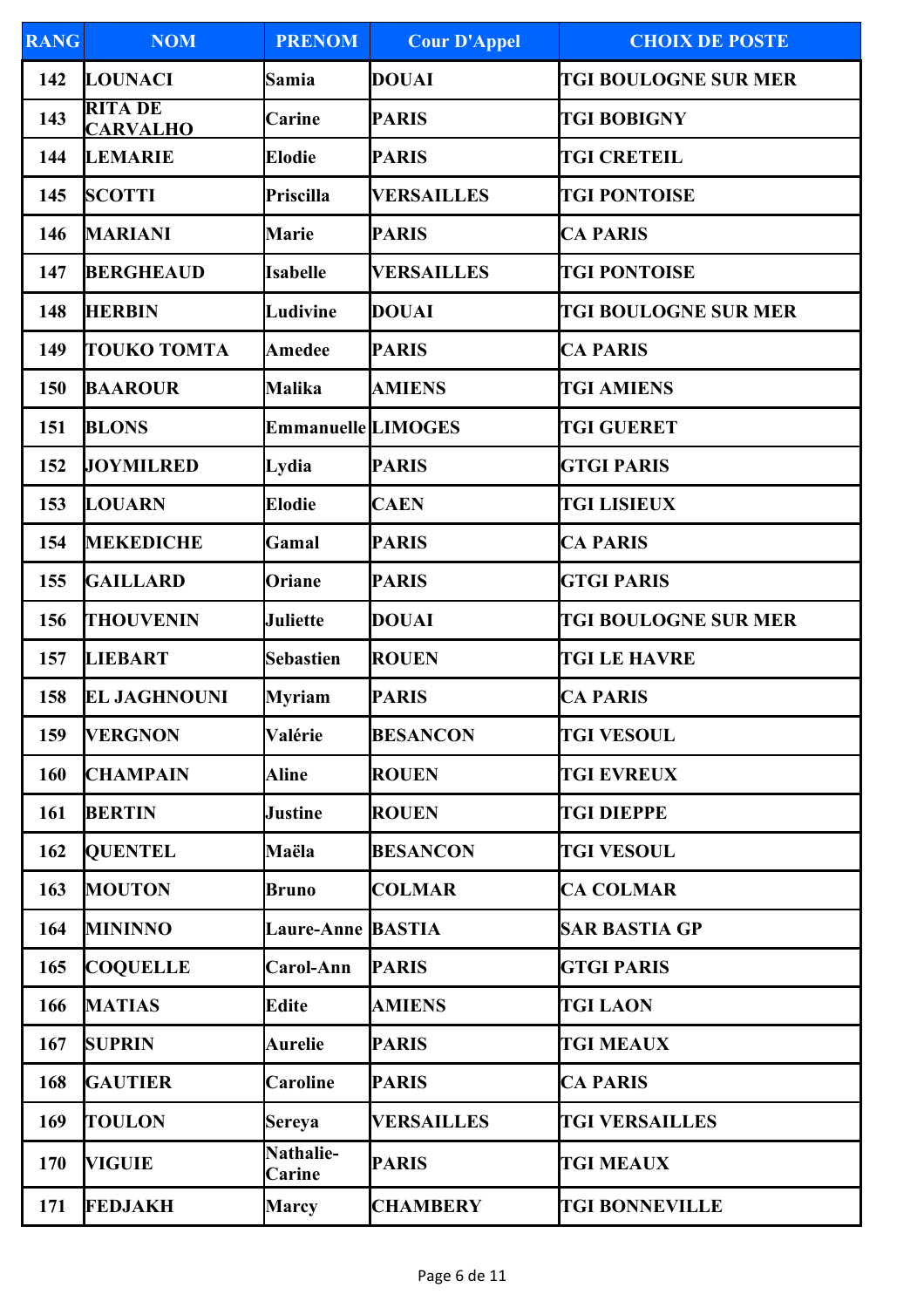| RANG | NOM | PRENOM | Cour D'Appel | CHOIX DE POSTE |
|---|---|---|---|---|
| 142 | LOUNACI | Samia | DOUAI | TGI BOULOGNE SUR MER |
| 143 | RITA DE CARVALHO | Carine | PARIS | TGI BOBIGNY |
| 144 | LEMARIE | Elodie | PARIS | TGI CRETEIL |
| 145 | SCOTTI | Priscilla | VERSAILLES | TGI PONTOISE |
| 146 | MARIANI | Marie | PARIS | CA PARIS |
| 147 | BERGHEAUD | Isabelle | VERSAILLES | TGI PONTOISE |
| 148 | HERBIN | Ludivine | DOUAI | TGI BOULOGNE SUR MER |
| 149 | TOUKO TOMTA | Amedee | PARIS | CA PARIS |
| 150 | BAAROUR | Malika | AMIENS | TGI AMIENS |
| 151 | BLONS | Emmanuelle | LIMOGES | TGI GUERET |
| 152 | JOYMILRED | Lydia | PARIS | GTGI PARIS |
| 153 | LOUARN | Elodie | CAEN | TGI LISIEUX |
| 154 | MEKEDICHE | Gamal | PARIS | CA PARIS |
| 155 | GAILLARD | Oriane | PARIS | GTGI PARIS |
| 156 | THOUVENIN | Juliette | DOUAI | TGI BOULOGNE SUR MER |
| 157 | LIEBART | Sebastien | ROUEN | TGI LE HAVRE |
| 158 | EL JAGHNOUNI | Myriam | PARIS | CA PARIS |
| 159 | VERGNON | Valérie | BESANCON | TGI VESOUL |
| 160 | CHAMPAIN | Aline | ROUEN | TGI EVREUX |
| 161 | BERTIN | Justine | ROUEN | TGI DIEPPE |
| 162 | QUENTEL | Maëla | BESANCON | TGI VESOUL |
| 163 | MOUTON | Bruno | COLMAR | CA COLMAR |
| 164 | MININNO | Laure-Anne | BASTIA | SAR BASTIA GP |
| 165 | COQUELLE | Carol-Ann | PARIS | GTGI PARIS |
| 166 | MATIAS | Edite | AMIENS | TGI LAON |
| 167 | SUPRIN | Aurelie | PARIS | TGI MEAUX |
| 168 | GAUTIER | Caroline | PARIS | CA PARIS |
| 169 | TOULON | Sereya | VERSAILLES | TGI VERSAILLES |
| 170 | VIGUIE | Nathalie-Carine | PARIS | TGI MEAUX |
| 171 | FEDJAKH | Marcy | CHAMBERY | TGI BONNEVILLE |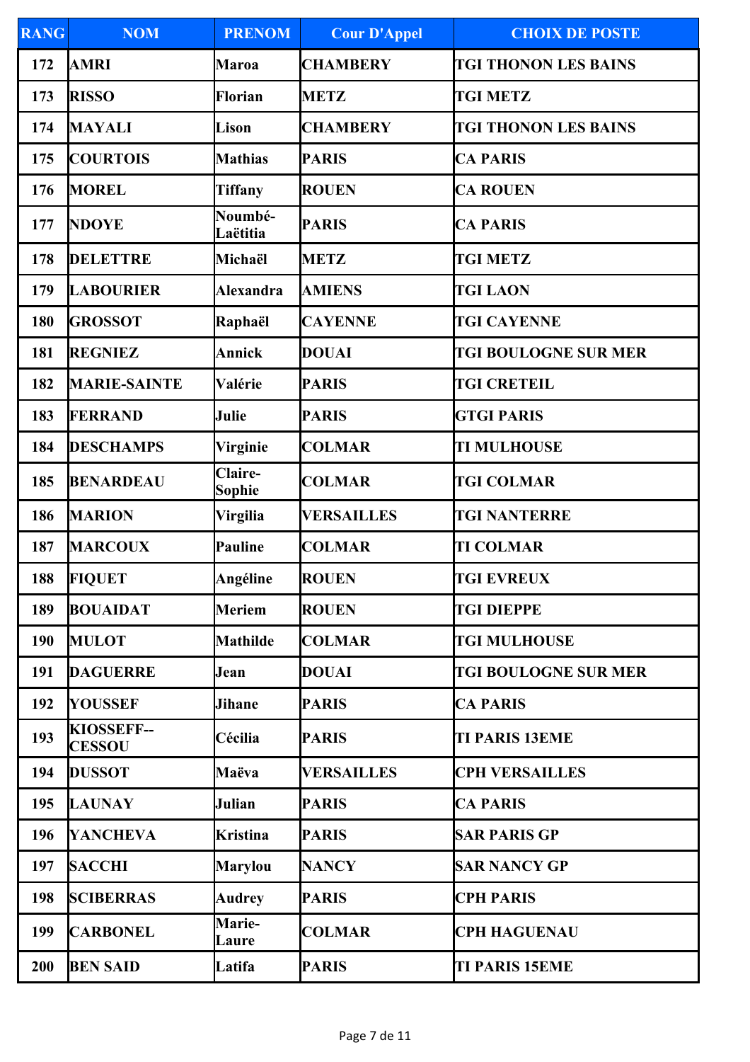| RANG | NOM | PRENOM | Cour D'Appel | CHOIX DE POSTE |
|---|---|---|---|---|
| 172 | AMRI | Maroa | CHAMBERY | TGI THONON LES BAINS |
| 173 | RISSO | Florian | METZ | TGI METZ |
| 174 | MAYALI | Lison | CHAMBERY | TGI THONON LES BAINS |
| 175 | COURTOIS | Mathias | PARIS | CA PARIS |
| 176 | MOREL | Tiffany | ROUEN | CA ROUEN |
| 177 | NDOYE | Noumbé-Laëtitia | PARIS | CA PARIS |
| 178 | DELETTRE | Michaël | METZ | TGI METZ |
| 179 | LABOURIER | Alexandra | AMIENS | TGI LAON |
| 180 | GROSSOT | Raphaël | CAYENNE | TGI CAYENNE |
| 181 | REGNIEZ | Annick | DOUAI | TGI BOULOGNE SUR MER |
| 182 | MARIE-SAINTE | Valérie | PARIS | TGI CRETEIL |
| 183 | FERRAND | Julie | PARIS | GTGI PARIS |
| 184 | DESCHAMPS | Virginie | COLMAR | TI MULHOUSE |
| 185 | BENARDEAU | Claire-Sophie | COLMAR | TGI COLMAR |
| 186 | MARION | Virgilia | VERSAILLES | TGI NANTERRE |
| 187 | MARCOUX | Pauline | COLMAR | TI COLMAR |
| 188 | FIQUET | Angéline | ROUEN | TGI EVREUX |
| 189 | BOUAIDAT | Meriem | ROUEN | TGI DIEPPE |
| 190 | MULOT | Mathilde | COLMAR | TGI MULHOUSE |
| 191 | DAGUERRE | Jean | DOUAI | TGI BOULOGNE SUR MER |
| 192 | YOUSSEF | Jihane | PARIS | CA PARIS |
| 193 | KIOSSEFF--CESSOU | Cécilia | PARIS | TI PARIS 13EME |
| 194 | DUSSOT | Maëva | VERSAILLES | CPH VERSAILLES |
| 195 | LAUNAY | Julian | PARIS | CA PARIS |
| 196 | YANCHEVA | Kristina | PARIS | SAR PARIS GP |
| 197 | SACCHI | Marylou | NANCY | SAR NANCY GP |
| 198 | SCIBERRAS | Audrey | PARIS | CPH PARIS |
| 199 | CARBONEL | Marie-Laure | COLMAR | CPH HAGUENAU |
| 200 | BEN SAID | Latifa | PARIS | TI PARIS 15EME |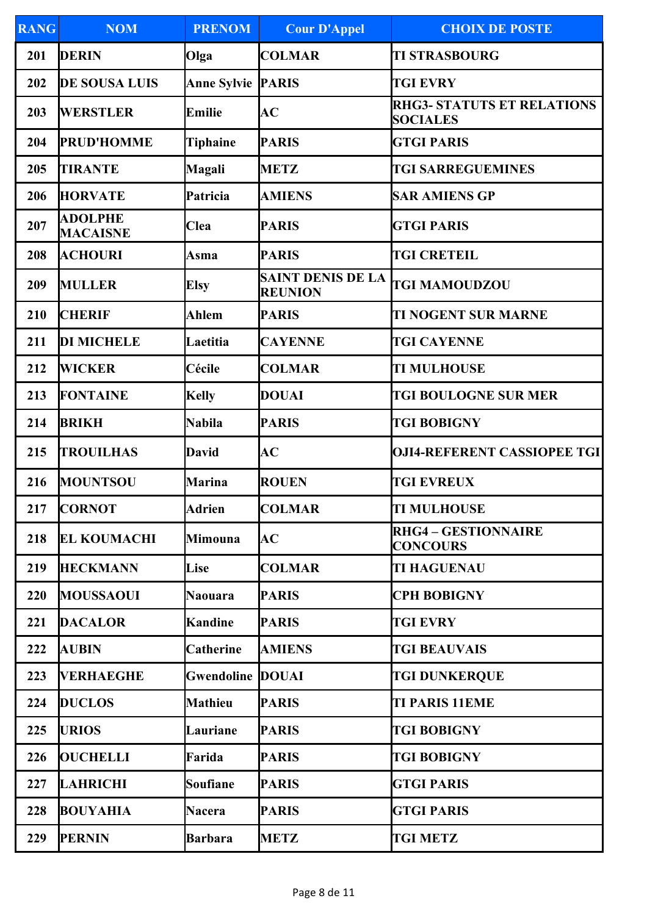| RANG | NOM | PRENOM | Cour D'Appel | CHOIX DE POSTE |
|---|---|---|---|---|
| 201 | DERIN | Olga | COLMAR | TI STRASBOURG |
| 202 | DE SOUSA LUIS | Anne Sylvie | PARIS | TGI EVRY |
| 203 | WERSTLER | Emilie | AC | RHG3- STATUTS ET RELATIONS SOCIALES |
| 204 | PRUD'HOMME | Tiphaine | PARIS | GTGI PARIS |
| 205 | TIRANTE | Magali | METZ | TGI SARREGUEMINES |
| 206 | HORVATE | Patricia | AMIENS | SAR AMIENS GP |
| 207 | ADOLPHE MACAISNE | Clea | PARIS | GTGI PARIS |
| 208 | ACHOURI | Asma | PARIS | TGI CRETEIL |
| 209 | MULLER | Elsy | SAINT DENIS DE LA REUNION | TGI MAMOUDZOU |
| 210 | CHERIF | Ahlem | PARIS | TI NOGENT SUR MARNE |
| 211 | DI MICHELE | Laetitia | CAYENNE | TGI CAYENNE |
| 212 | WICKER | Cécile | COLMAR | TI MULHOUSE |
| 213 | FONTAINE | Kelly | DOUAI | TGI BOULOGNE SUR MER |
| 214 | BRIKH | Nabila | PARIS | TGI BOBIGNY |
| 215 | TROUILHAS | David | AC | OJI4-REFERENT CASSIOPEE TGI |
| 216 | MOUNTSOU | Marina | ROUEN | TGI EVREUX |
| 217 | CORNOT | Adrien | COLMAR | TI MULHOUSE |
| 218 | EL KOUMACHI | Mimouna | AC | RHG4 – GESTIONNAIRE CONCOURS |
| 219 | HECKMANN | Lise | COLMAR | TI HAGUENAU |
| 220 | MOUSSAOUI | Naouara | PARIS | CPH BOBIGNY |
| 221 | DACALOR | Kandine | PARIS | TGI EVRY |
| 222 | AUBIN | Catherine | AMIENS | TGI BEAUVAIS |
| 223 | VERHAEGHE | Gwendoline | DOUAI | TGI DUNKERQUE |
| 224 | DUCLOS | Mathieu | PARIS | TI PARIS 11EME |
| 225 | URIOS | Lauriane | PARIS | TGI BOBIGNY |
| 226 | OUCHELLI | Farida | PARIS | TGI BOBIGNY |
| 227 | LAHRICHI | Soufiane | PARIS | GTGI PARIS |
| 228 | BOUYAHIA | Nacera | PARIS | GTGI PARIS |
| 229 | PERNIN | Barbara | METZ | TGI METZ |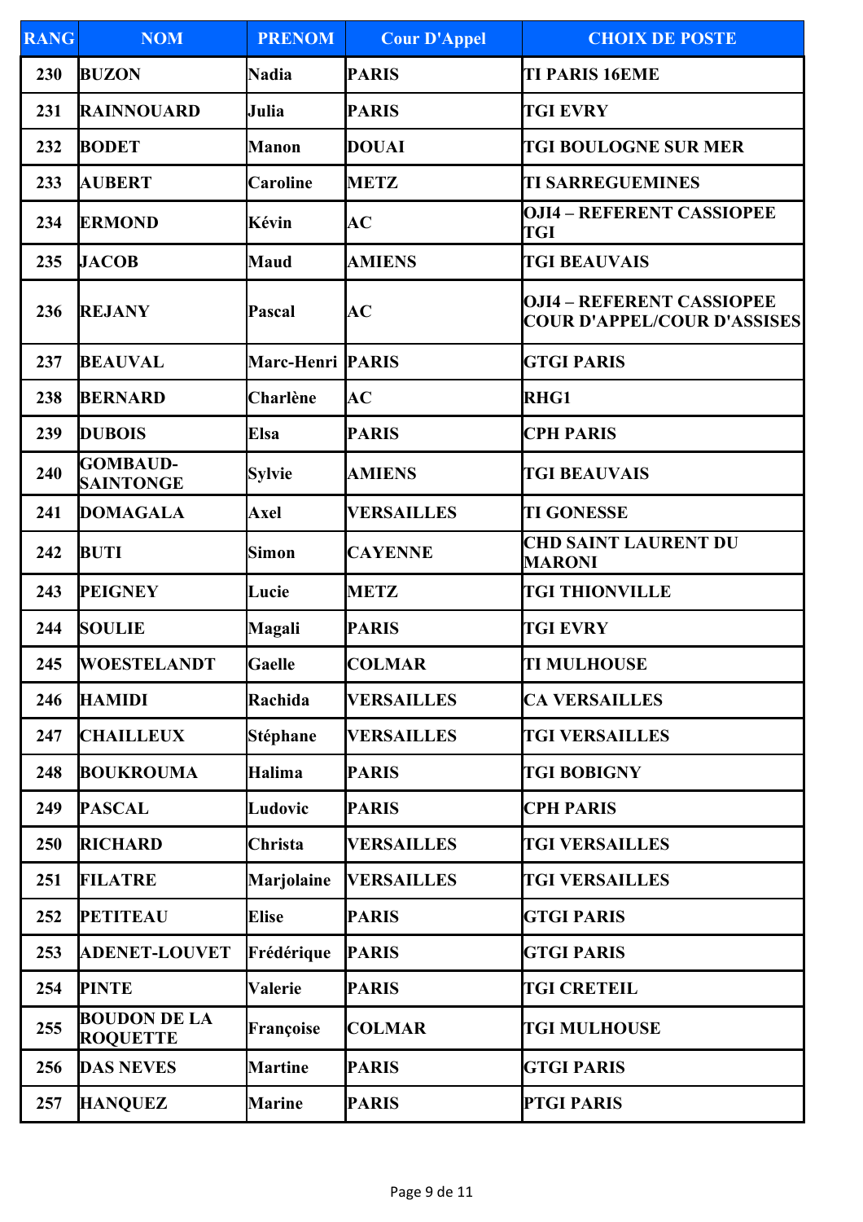| RANG | NOM | PRENOM | Cour D'Appel | CHOIX DE POSTE |
|---|---|---|---|---|
| 230 | BUZON | Nadia | PARIS | TI PARIS 16EME |
| 231 | RAINNOUARD | Julia | PARIS | TGI EVRY |
| 232 | BODET | Manon | DOUAI | TGI BOULOGNE SUR MER |
| 233 | AUBERT | Caroline | METZ | TI SARREGUEMINES |
| 234 | ERMOND | Kévin | AC | OJI4 – REFERENT CASSIOPEE TGI |
| 235 | JACOB | Maud | AMIENS | TGI BEAUVAIS |
| 236 | REJANY | Pascal | AC | OJI4 – REFERENT CASSIOPEE COUR D'APPEL/COUR D'ASSISES |
| 237 | BEAUVAL | Marc-Henri | PARIS | GTGI PARIS |
| 238 | BERNARD | Charlène | AC | RHG1 |
| 239 | DUBOIS | Elsa | PARIS | CPH PARIS |
| 240 | GOMBAUD-SAINTONGE | Sylvie | AMIENS | TGI BEAUVAIS |
| 241 | DOMAGALA | Axel | VERSAILLES | TI GONESSE |
| 242 | BUTI | Simon | CAYENNE | CHD SAINT LAURENT DU MARONI |
| 243 | PEIGNEY | Lucie | METZ | TGI THIONVILLE |
| 244 | SOULIE | Magali | PARIS | TGI EVRY |
| 245 | WOESTELANDT | Gaelle | COLMAR | TI MULHOUSE |
| 246 | HAMIDI | Rachida | VERSAILLES | CA VERSAILLES |
| 247 | CHAILLEUX | Stéphane | VERSAILLES | TGI VERSAILLES |
| 248 | BOUKROUMA | Halima | PARIS | TGI BOBIGNY |
| 249 | PASCAL | Ludovic | PARIS | CPH PARIS |
| 250 | RICHARD | Christa | VERSAILLES | TGI VERSAILLES |
| 251 | FILATRE | Marjolaine | VERSAILLES | TGI VERSAILLES |
| 252 | PETITEAU | Elise | PARIS | GTGI PARIS |
| 253 | ADENET-LOUVET | Frédérique | PARIS | GTGI PARIS |
| 254 | PINTE | Valerie | PARIS | TGI CRETEIL |
| 255 | BOUDON DE LA ROQUETTE | Françoise | COLMAR | TGI MULHOUSE |
| 256 | DAS NEVES | Martine | PARIS | GTGI PARIS |
| 257 | HANQUEZ | Marine | PARIS | PTGI PARIS |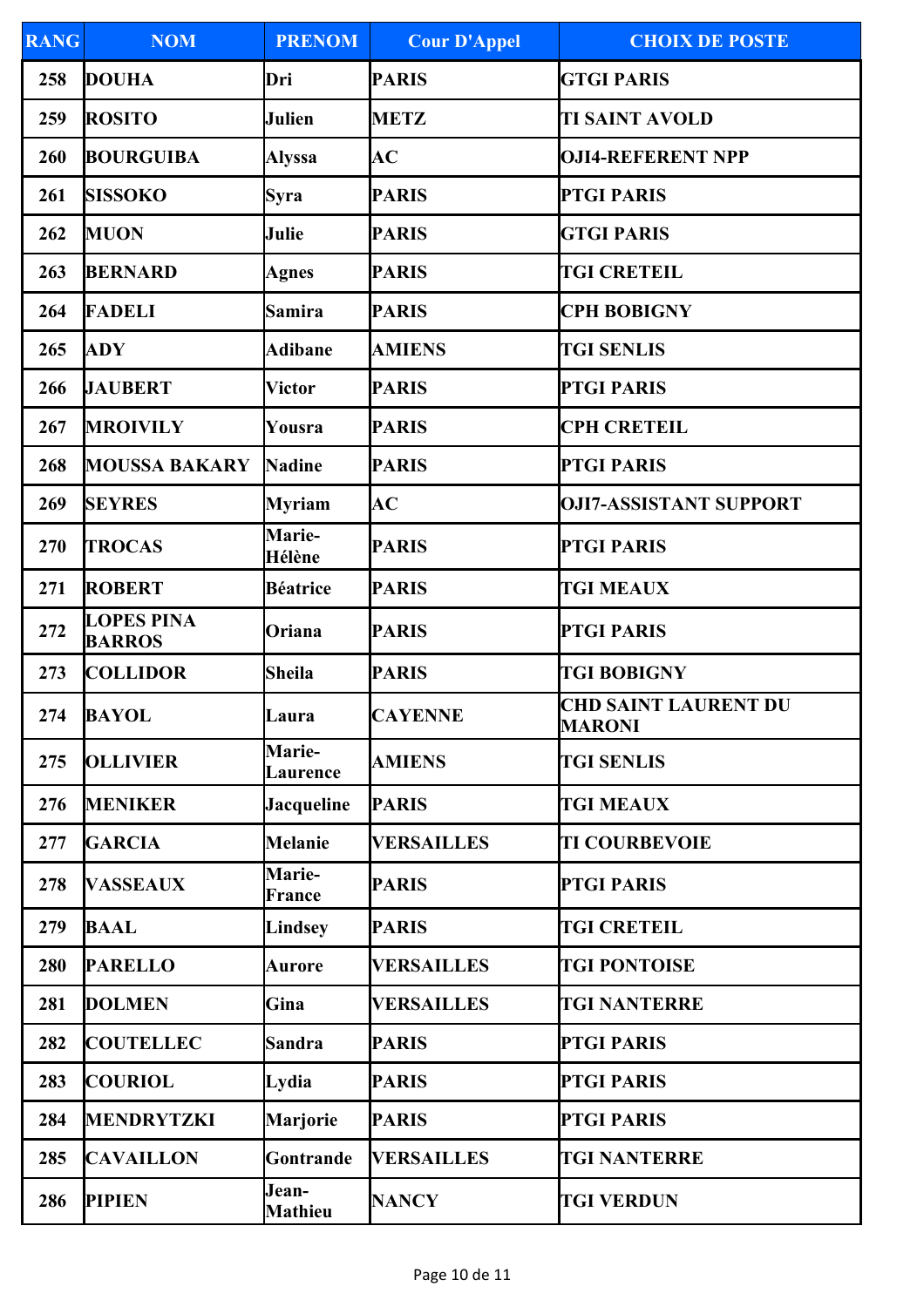| RANG | NOM | PRENOM | Cour D'Appel | CHOIX DE POSTE |
| --- | --- | --- | --- | --- |
| 258 | DOUHA | Dri | PARIS | GTGI PARIS |
| 259 | ROSITO | Julien | METZ | TI SAINT AVOLD |
| 260 | BOURGUIBA | Alyssa | AC | OJI4-REFERENT NPP |
| 261 | SISSOKO | Syra | PARIS | PTGI PARIS |
| 262 | MUON | Julie | PARIS | GTGI PARIS |
| 263 | BERNARD | Agnes | PARIS | TGI CRETEIL |
| 264 | FADELI | Samira | PARIS | CPH BOBIGNY |
| 265 | ADY | Adibane | AMIENS | TGI SENLIS |
| 266 | JAUBERT | Victor | PARIS | PTGI PARIS |
| 267 | MROIVILY | Yousra | PARIS | CPH CRETEIL |
| 268 | MOUSSA BAKARY | Nadine | PARIS | PTGI PARIS |
| 269 | SEYRES | Myriam | AC | OJI7-ASSISTANT SUPPORT |
| 270 | TROCAS | Marie-Hélène | PARIS | PTGI PARIS |
| 271 | ROBERT | Béatrice | PARIS | TGI MEAUX |
| 272 | LOPES PINA BARROS | Oriana | PARIS | PTGI PARIS |
| 273 | COLLIDOR | Sheila | PARIS | TGI BOBIGNY |
| 274 | BAYOL | Laura | CAYENNE | CHD SAINT LAURENT DU MARONI |
| 275 | OLLIVIER | Marie-Laurence | AMIENS | TGI SENLIS |
| 276 | MENIKER | Jacqueline | PARIS | TGI MEAUX |
| 277 | GARCIA | Melanie | VERSAILLES | TI COURBEVOIE |
| 278 | VASSEAUX | Marie-France | PARIS | PTGI PARIS |
| 279 | BAAL | Lindsey | PARIS | TGI CRETEIL |
| 280 | PARELLO | Aurore | VERSAILLES | TGI PONTOISE |
| 281 | DOLMEN | Gina | VERSAILLES | TGI NANTERRE |
| 282 | COUTELLEC | Sandra | PARIS | PTGI PARIS |
| 283 | COURIOL | Lydia | PARIS | PTGI PARIS |
| 284 | MENDRYTZKI | Marjorie | PARIS | PTGI PARIS |
| 285 | CAVAILLON | Gontrande | VERSAILLES | TGI NANTERRE |
| 286 | PIPIEN | Jean-Mathieu | NANCY | TGI VERDUN |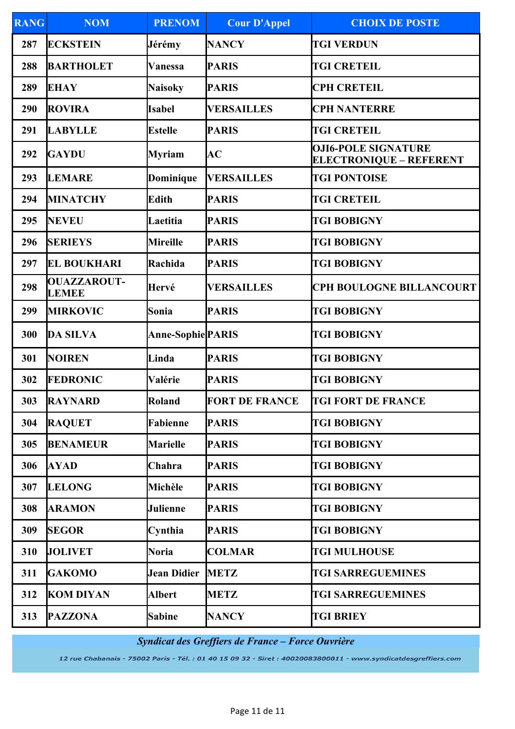| RANG | NOM | PRENOM | Cour D'Appel | CHOIX DE POSTE |
|---|---|---|---|---|
| 287 | ECKSTEIN | Jérémy | NANCY | TGI VERDUN |
| 288 | BARTHOLET | Vanessa | PARIS | TGI CRETEIL |
| 289 | EHAY | Naisoky | PARIS | CPH CRETEIL |
| 290 | ROVIRA | Isabel | VERSAILLES | CPH NANTERRE |
| 291 | LABYLLE | Estelle | PARIS | TGI CRETEIL |
| 292 | GAYDU | Myriam | AC | OJI6-POLE SIGNATURE ELECTRONIQUE – REFERENT |
| 293 | LEMARE | Dominique | VERSAILLES | TGI PONTOISE |
| 294 | MINATCHY | Edith | PARIS | TGI CRETEIL |
| 295 | NEVEU | Laetitia | PARIS | TGI BOBIGNY |
| 296 | SERIEYS | Mireille | PARIS | TGI BOBIGNY |
| 297 | EL BOUKHARI | Rachida | PARIS | TGI BOBIGNY |
| 298 | OUAZZAROUT-LEMEE | Hervé | VERSAILLES | CPH BOULOGNE BILLANCOURT |
| 299 | MIRKOVIC | Sonia | PARIS | TGI BOBIGNY |
| 300 | DA SILVA | Anne-Sophie | PARIS | TGI BOBIGNY |
| 301 | NOIREN | Linda | PARIS | TGI BOBIGNY |
| 302 | FEDRONIC | Valérie | PARIS | TGI BOBIGNY |
| 303 | RAYNARD | Roland | FORT DE FRANCE | TGI FORT DE FRANCE |
| 304 | RAQUET | Fabienne | PARIS | TGI BOBIGNY |
| 305 | BENAMEUR | Marielle | PARIS | TGI BOBIGNY |
| 306 | AYAD | Chahra | PARIS | TGI BOBIGNY |
| 307 | LELONG | Michèle | PARIS | TGI BOBIGNY |
| 308 | ARAMON | Julienne | PARIS | TGI BOBIGNY |
| 309 | SEGOR | Cynthia | PARIS | TGI BOBIGNY |
| 310 | JOLIVET | Noria | COLMAR | TGI MULHOUSE |
| 311 | GAKOMO | Jean Didier | METZ | TGI SARREGUEMINES |
| 312 | KOM DIYAN | Albert | METZ | TGI SARREGUEMINES |
| 313 | PAZZONA | Sabine | NANCY | TGI BRIEY |

*Syndicat des Greffiers de France – Force Ouvrière*

12 rue Chabanais - 75002 Paris - Tél. : 01 40 15 09 32 - Siret : 40020083800011 - www.syndicatdesgreffiers.com